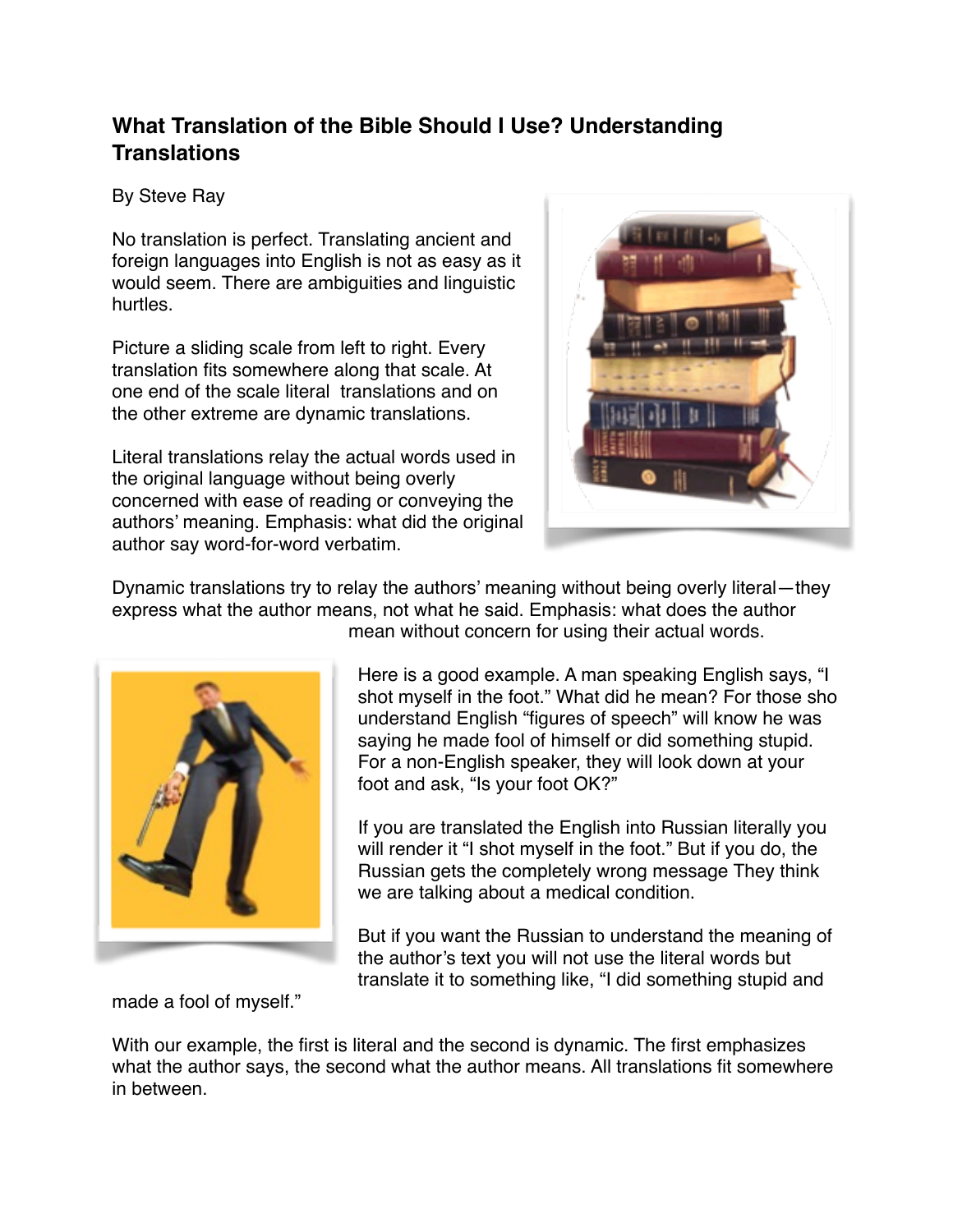# What Translation of the Bible Should I Use? Understanding Translations

By Steve Ray

No translation is perfect. Translating ancient and foreign languages into English is not as easy as it would seem. There are ambiguities and linguistic hurtles.

Picture a sliding scale from left to right. Every translation fits somewhere along that scale. At one end of the scale literal translations and on the other extreme are dynamic translations.

Literal translations relay the actual words used in the original language without being overly concerned with ease of reading or conveying the authors' meaning. Emphasis: what did the original author say word-for-word verbatim.

Dynamic translations try to relay the authors' meaning without being overly literal—they express what the author means, not what he said. Emphasis: what does the author mean without concern for using their actual words.

Here is a good example. A man speaking English says, "I shot myself in the foot." What did he mean? For those sho understand English "figures of speech" will know he was saying he made fool of himself or did something stupid. For a non-English speaker, they will look down at your foot and ask, "Is your foot OK?"

If you are translated the English into Russian literally you will render it "I shot myself in the foot." But if you do, the Russian gets the completely wrong message They think we are talking about a medical condition.

But if you want the Russian to understand the meaning of the author's text you will not use the literal words but translate it to something like, "I did something stupid and made a fool of myself."

With our example, the first is literal and the second is dynamic. The first emphasizes what the author says, the second what the author means. All translations fit somewhere in between.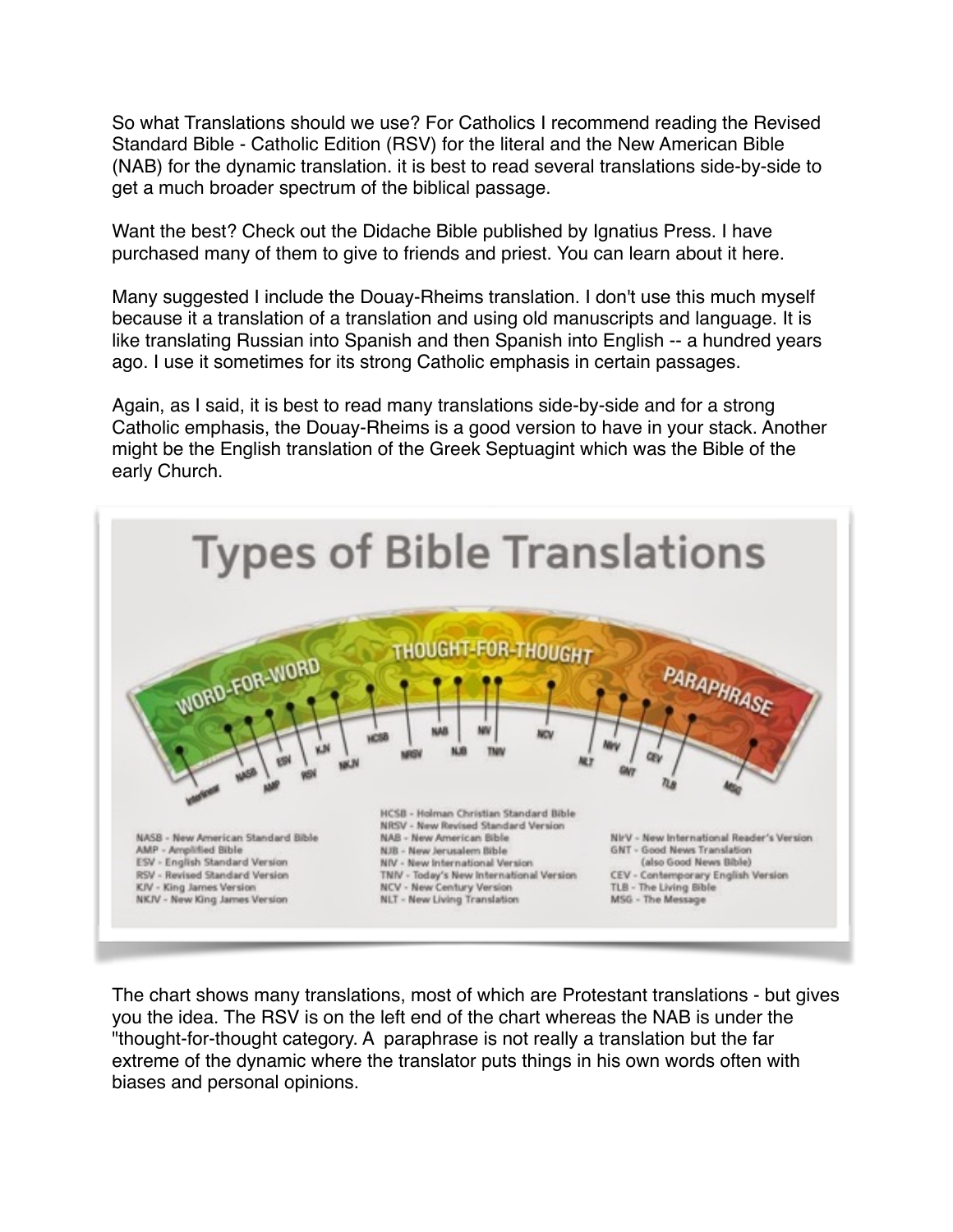So what Translations should we use? For Catholics I recommend reading the Revised Standard Bible - Catholic Edition (RSV) for the literal and the New American Bible (NAB) for the dynamic translation. it is best to read several translations side-by-side to get a much broader spectrum of the biblical passage.

Want the best? Check out the Didache Bible published by Ignatius Press. I have purchased many of them to give to friends and priest. You can learn about it here.

Many suggested I include the Douay-Rheims translation. I don't use this much myself because it a translation of a translation and using old manuscripts and language. It is like translating Russian into Spanish and then Spanish into English -- a hundred years ago. I use it sometimes for its strong Catholic emphasis in certain passages.

Again, as I said, it is best to read many translations side-by-side and for a strong Catholic emphasis, the Douay-Rheims is a good version to have in your stack. Another might be the English translation of the Greek Septuagint which was the Bible of the early Church.

# Types of Bible Translations

WORD-FOR-WORD — THOUGHT-FOR-THOUGHT — PARAPHRASE

Interlinear, NASB, AMP, ESV, RSV, KJV, NKJV, HCSB, NRSV, NAB, NJB, NIV, TNIV, NCV, NLT, NIrV, GNT, CEV, TLB, MSG

- NASB - New American Standard Bible
- AMP - Amplified Bible
- ESV - English Standard Version
- RSV - Revised Standard Version
- KJV - King James Version
- NKJV - New King James Version
- HCSB - Holman Christian Standard Bible
- NRSV - New Revised Standard Version
- NAB - New American Bible
- NJB - New Jerusalem Bible
- NIV - New International Version
- TNIV - Today's New International Version
- NCV - New Century Version
- NLT - New Living Translation
- NIrV - New International Reader's Version
- GNT - Good News Translation (also Good News Bible)
- CEV - Contemporary English Version
- TLB - The Living Bible
- MSG - The Message

The chart shows many translations, most of which are Protestant translations - but gives you the idea. The RSV is on the left end of the chart whereas the NAB is under the "thought-for-thought category. A paraphrase is not really a translation but the far extreme of the dynamic where the translator puts things in his own words often with biases and personal opinions.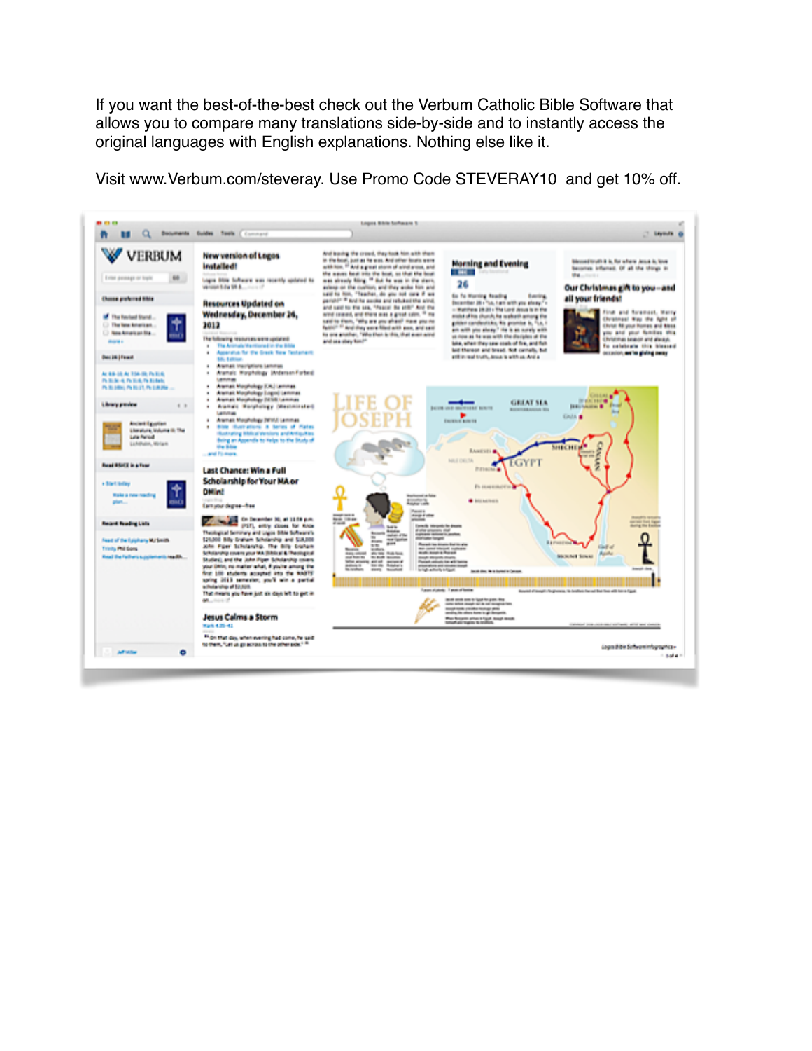If you want the best-of-the-best check out the Verbum Catholic Bible Software that allows you to compare many translations side-by-side and to instantly access the original languages with English explanations. Nothing else like it.

Visit www.Verbum.com/steveray. Use Promo Code STEVERAY10 and get 10% off.